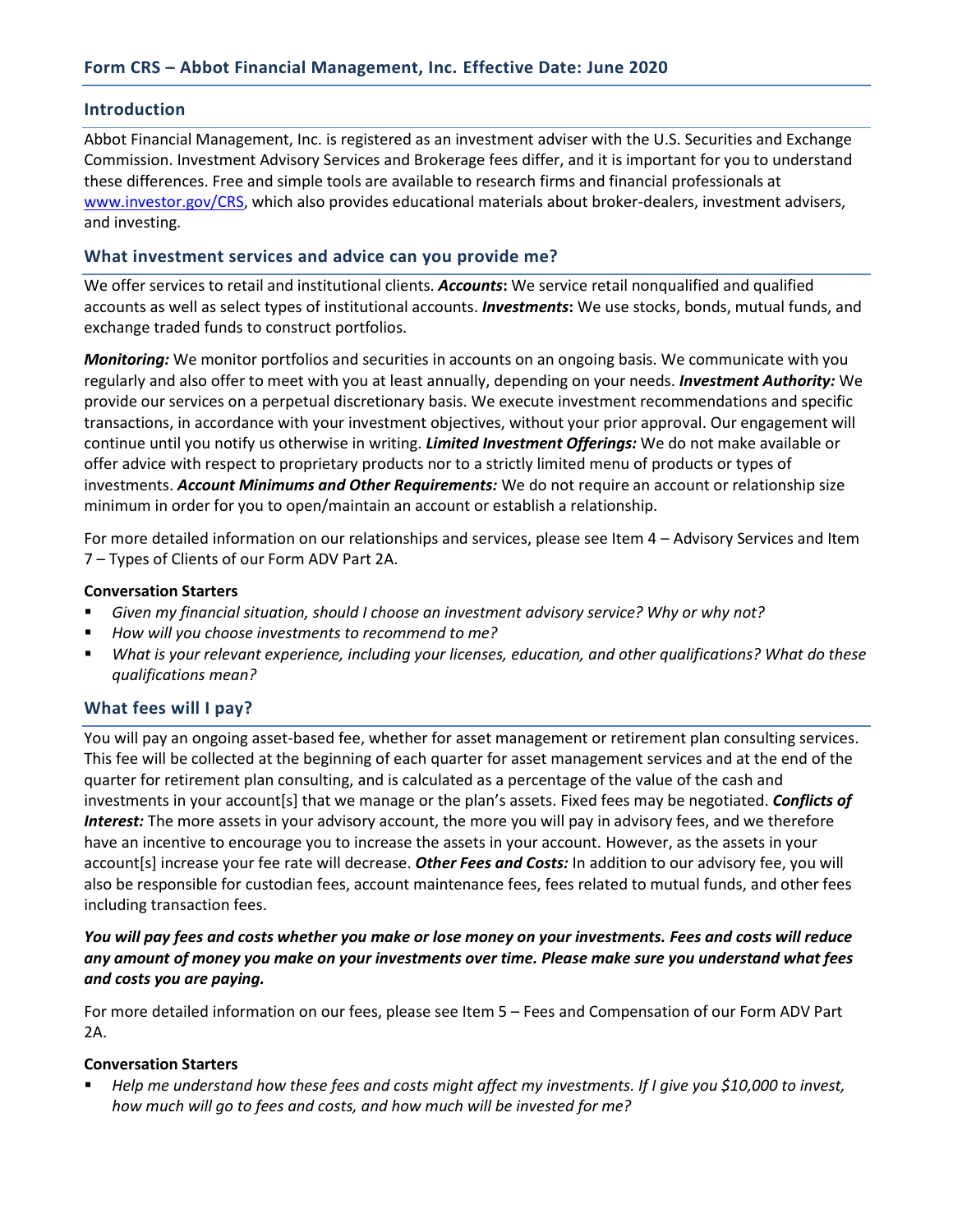## Form CRS – Abbot Financial Management, Inc. Effective Date: June 2020

### Introduction

Abbot Financial Management, Inc. is registered as an investment adviser with the U.S. Securities and Exchange Commission. Investment Advisory Services and Brokerage fees differ, and it is important for you to understand these differences. Free and simple tools are available to research firms and financial professionals at www.investor.gov/CRS, which also provides educational materials about broker-dealers, investment advisers, and investing.

### What investment services and advice can you provide me?

We offer services to retail and institutional clients. ***Accounts*****:** We service retail nonqualified and qualified accounts as well as select types of institutional accounts. ***Investments*****:** We use stocks, bonds, mutual funds, and exchange traded funds to construct portfolios.

***Monitoring:*** We monitor portfolios and securities in accounts on an ongoing basis. We communicate with you regularly and also offer to meet with you at least annually, depending on your needs. ***Investment Authority:*** We provide our services on a perpetual discretionary basis. We execute investment recommendations and specific transactions, in accordance with your investment objectives, without your prior approval. Our engagement will continue until you notify us otherwise in writing. ***Limited Investment Offerings:*** We do not make available or offer advice with respect to proprietary products nor to a strictly limited menu of products or types of investments. ***Account Minimums and Other Requirements:*** We do not require an account or relationship size minimum in order for you to open/maintain an account or establish a relationship.

For more detailed information on our relationships and services, please see Item 4 – Advisory Services and Item 7 – Types of Clients of our Form ADV Part 2A.

**Conversation Starters**

- *Given my financial situation, should I choose an investment advisory service? Why or why not?*
- *How will you choose investments to recommend to me?*
- *What is your relevant experience, including your licenses, education, and other qualifications? What do these qualifications mean?*

### What fees will I pay?

You will pay an ongoing asset-based fee, whether for asset management or retirement plan consulting services. This fee will be collected at the beginning of each quarter for asset management services and at the end of the quarter for retirement plan consulting, and is calculated as a percentage of the value of the cash and investments in your account[s] that we manage or the plan's assets. Fixed fees may be negotiated. ***Conflicts of Interest:*** The more assets in your advisory account, the more you will pay in advisory fees, and we therefore have an incentive to encourage you to increase the assets in your account. However, as the assets in your account[s] increase your fee rate will decrease. ***Other Fees and Costs:*** In addition to our advisory fee, you will also be responsible for custodian fees, account maintenance fees, fees related to mutual funds, and other fees including transaction fees.

***You will pay fees and costs whether you make or lose money on your investments. Fees and costs will reduce any amount of money you make on your investments over time. Please make sure you understand what fees and costs you are paying.***

For more detailed information on our fees, please see Item 5 – Fees and Compensation of our Form ADV Part 2A.

**Conversation Starters**

- *Help me understand how these fees and costs might affect my investments. If I give you $10,000 to invest, how much will go to fees and costs, and how much will be invested for me?*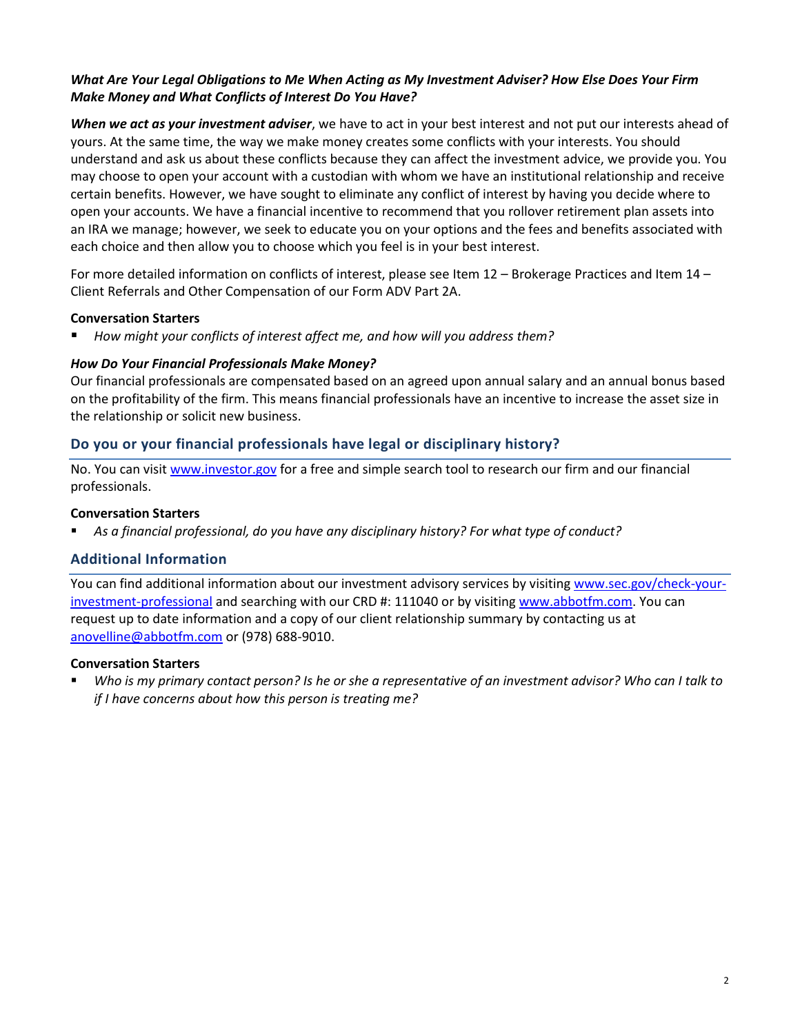***What Are Your Legal Obligations to Me When Acting as My Investment Adviser? How Else Does Your Firm Make Money and What Conflicts of Interest Do You Have?***

***When we act as your investment adviser***, we have to act in your best interest and not put our interests ahead of yours. At the same time, the way we make money creates some conflicts with your interests. You should understand and ask us about these conflicts because they can affect the investment advice, we provide you. You may choose to open your account with a custodian with whom we have an institutional relationship and receive certain benefits. However, we have sought to eliminate any conflict of interest by having you decide where to open your accounts. We have a financial incentive to recommend that you rollover retirement plan assets into an IRA we manage; however, we seek to educate you on your options and the fees and benefits associated with each choice and then allow you to choose which you feel is in your best interest.

For more detailed information on conflicts of interest, please see Item 12 – Brokerage Practices and Item 14 – Client Referrals and Other Compensation of our Form ADV Part 2A.

**Conversation Starters**

- *How might your conflicts of interest affect me, and how will you address them?*

***How Do Your Financial Professionals Make Money?***

Our financial professionals are compensated based on an agreed upon annual salary and an annual bonus based on the profitability of the firm. This means financial professionals have an incentive to increase the asset size in the relationship or solicit new business.

## Do you or your financial professionals have legal or disciplinary history?

No. You can visit [www.investor.gov](http://www.investor.gov) for a free and simple search tool to research our firm and our financial professionals.

**Conversation Starters**

- *As a financial professional, do you have any disciplinary history? For what type of conduct?*

## Additional Information

You can find additional information about our investment advisory services by visiting [www.sec.gov/check-your-investment-professional](http://www.sec.gov/check-your-investment-professional) and searching with our CRD #: 111040 or by visiting [www.abbotfm.com](http://www.abbotfm.com). You can request up to date information and a copy of our client relationship summary by contacting us at [anovelline@abbotfm.com](mailto:anovelline@abbotfm.com) or (978) 688-9010.

**Conversation Starters**

- *Who is my primary contact person? Is he or she a representative of an investment advisor? Who can I talk to if I have concerns about how this person is treating me?*